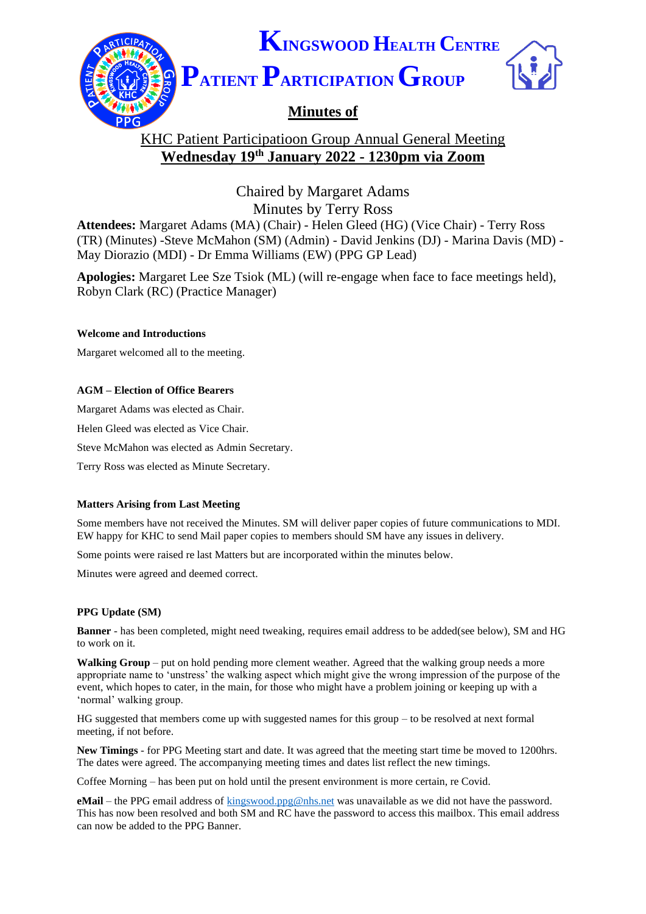# Kingswood Health Centre Patient Participation Group

## Minutes of

KHC Patient Participatioon Group Annual General Meeting
**Wednesday 19th January 2022 - 1230pm via Zoom**

Chaired by Margaret Adams
Minutes by Terry Ross

**Attendees:** Margaret Adams (MA) (Chair) - Helen Gleed (HG) (Vice Chair) - Terry Ross (TR) (Minutes) -Steve McMahon (SM) (Admin) - David Jenkins (DJ) - Marina Davis (MD) - May Diorazio (MDI) - Dr Emma Williams (EW) (PPG GP Lead)

**Apologies:** Margaret Lee Sze Tsiok (ML) (will re-engage when face to face meetings held), Robyn Clark (RC) (Practice Manager)

**Welcome and Introductions**

Margaret welcomed all to the meeting.

**AGM – Election of Office Bearers**

Margaret Adams was elected as Chair.

Helen Gleed was elected as Vice Chair.

Steve McMahon was elected as Admin Secretary.

Terry Ross was elected as Minute Secretary.

**Matters Arising from Last Meeting**

Some members have not received the Minutes. SM will deliver paper copies of future communications to MDI. EW happy for KHC to send Mail paper copies to members should SM have any issues in delivery.

Some points were raised re last Matters but are incorporated within the minutes below.

Minutes were agreed and deemed correct.

**PPG Update (SM)**

**Banner** - has been completed, might need tweaking, requires email address to be added(see below), SM and HG to work on it.

**Walking Group** – put on hold pending more clement weather. Agreed that the walking group needs a more appropriate name to 'unstress' the walking aspect which might give the wrong impression of the purpose of the event, which hopes to cater, in the main, for those who might have a problem joining or keeping up with a 'normal' walking group.

HG suggested that members come up with suggested names for this group – to be resolved at next formal meeting, if not before.

**New Timings** - for PPG Meeting start and date. It was agreed that the meeting start time be moved to 1200hrs. The dates were agreed. The accompanying meeting times and dates list reflect the new timings.

Coffee Morning – has been put on hold until the present environment is more certain, re Covid.

**eMail** – the PPG email address of kingswood.ppg@nhs.net was unavailable as we did not have the password. This has now been resolved and both SM and RC have the password to access this mailbox. This email address can now be added to the PPG Banner.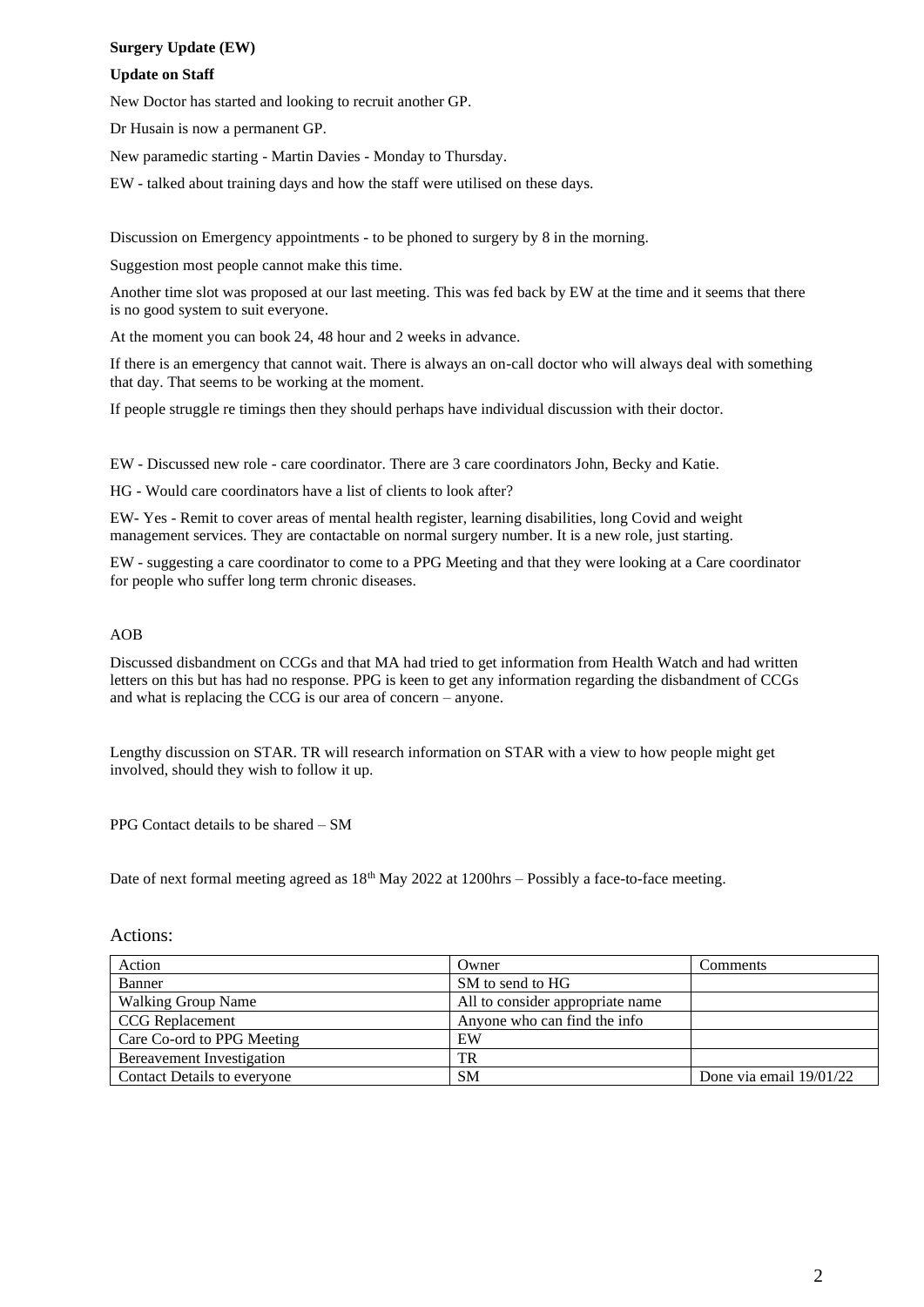**Surgery Update (EW)**

**Update on Staff**

New Doctor has started and looking to recruit another GP.

Dr Husain is now a permanent GP.

New paramedic starting - Martin Davies - Monday to Thursday.

EW - talked about training days and how the staff were utilised on these days.

Discussion on Emergency appointments - to be phoned to surgery by 8 in the morning.

Suggestion most people cannot make this time.

Another time slot was proposed at our last meeting. This was fed back by EW at the time and it seems that there is no good system to suit everyone.

At the moment you can book 24, 48 hour and 2 weeks in advance.

If there is an emergency that cannot wait. There is always an on-call doctor who will always deal with something that day. That seems to be working at the moment.

If people struggle re timings then they should perhaps have individual discussion with their doctor.

EW - Discussed new role - care coordinator. There are 3 care coordinators John, Becky and Katie.

HG - Would care coordinators have a list of clients to look after?

EW- Yes - Remit to cover areas of mental health register, learning disabilities, long Covid and weight management services. They are contactable on normal surgery number. It is a new role, just starting.

EW - suggesting a care coordinator to come to a PPG Meeting and that they were looking at a Care coordinator for people who suffer long term chronic diseases.

AOB

Discussed disbandment on CCGs and that MA had tried to get information from Health Watch and had written letters on this but has had no response. PPG is keen to get any information regarding the disbandment of CCGs and what is replacing the CCG is our area of concern – anyone.

Lengthy discussion on STAR. TR will research information on STAR with a view to how people might get involved, should they wish to follow it up.

PPG Contact details to be shared – SM

Date of next formal meeting agreed as 18th May 2022 at 1200hrs – Possibly a face-to-face meeting.

## Actions:

| Action | Owner | Comments |
|---|---|---|
| Banner | SM to send to HG | |
| Walking Group Name | All to consider appropriate name | |
| CCG Replacement | Anyone who can find the info | |
| Care Co-ord to PPG Meeting | EW | |
| Bereavement Investigation | TR | |
| Contact Details to everyone | SM | Done via email 19/01/22 |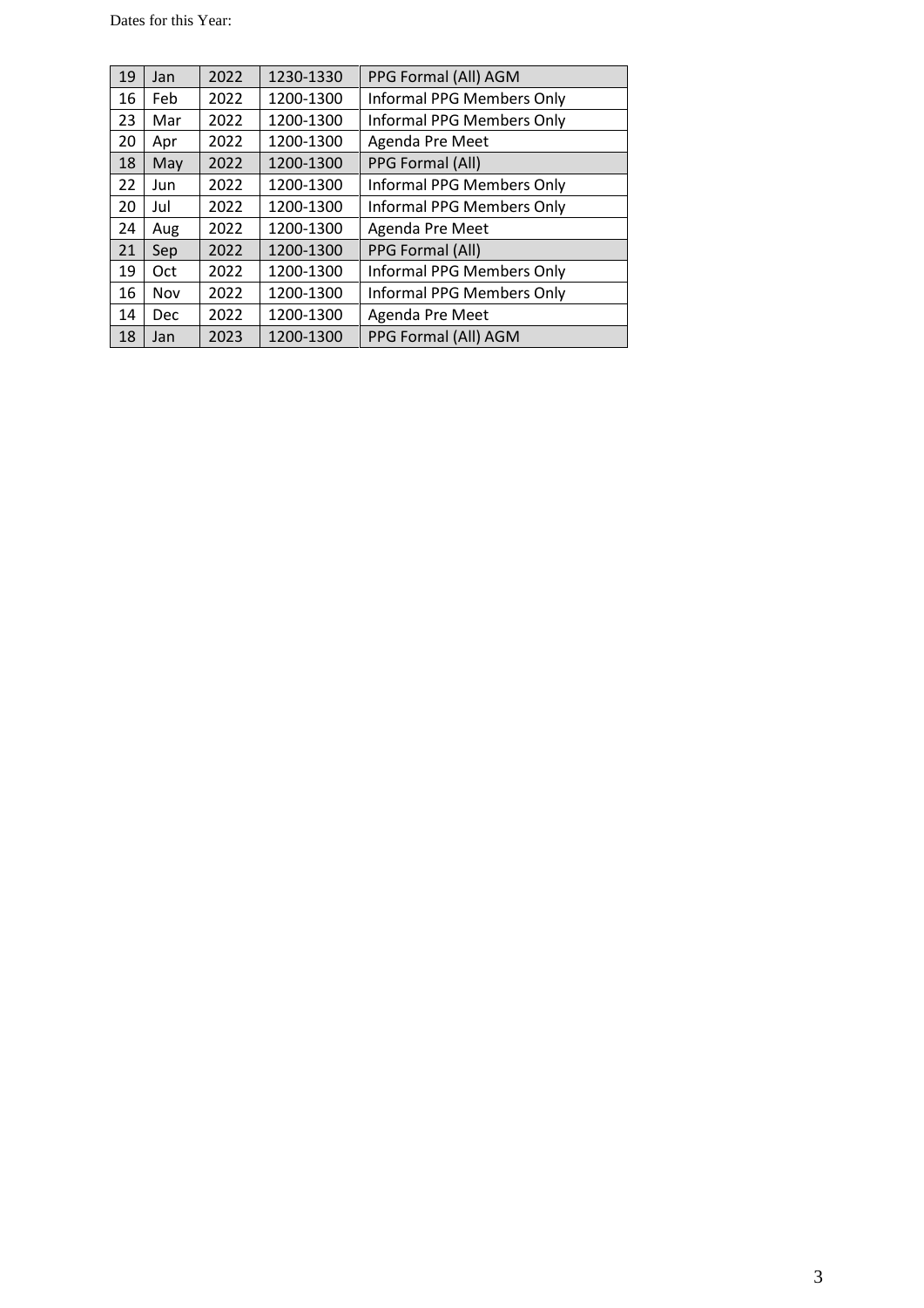Dates for this Year:

| | | | | |
|---|---|---|---|---|
| 19 | Jan | 2022 | 1230-1330 | PPG Formal (All) AGM |
| 16 | Feb | 2022 | 1200-1300 | Informal PPG Members Only |
| 23 | Mar | 2022 | 1200-1300 | Informal PPG Members Only |
| 20 | Apr | 2022 | 1200-1300 | Agenda Pre Meet |
| 18 | May | 2022 | 1200-1300 | PPG Formal (All) |
| 22 | Jun | 2022 | 1200-1300 | Informal PPG Members Only |
| 20 | Jul | 2022 | 1200-1300 | Informal PPG Members Only |
| 24 | Aug | 2022 | 1200-1300 | Agenda Pre Meet |
| 21 | Sep | 2022 | 1200-1300 | PPG Formal (All) |
| 19 | Oct | 2022 | 1200-1300 | Informal PPG Members Only |
| 16 | Nov | 2022 | 1200-1300 | Informal PPG Members Only |
| 14 | Dec | 2022 | 1200-1300 | Agenda Pre Meet |
| 18 | Jan | 2023 | 1200-1300 | PPG Formal (All) AGM |